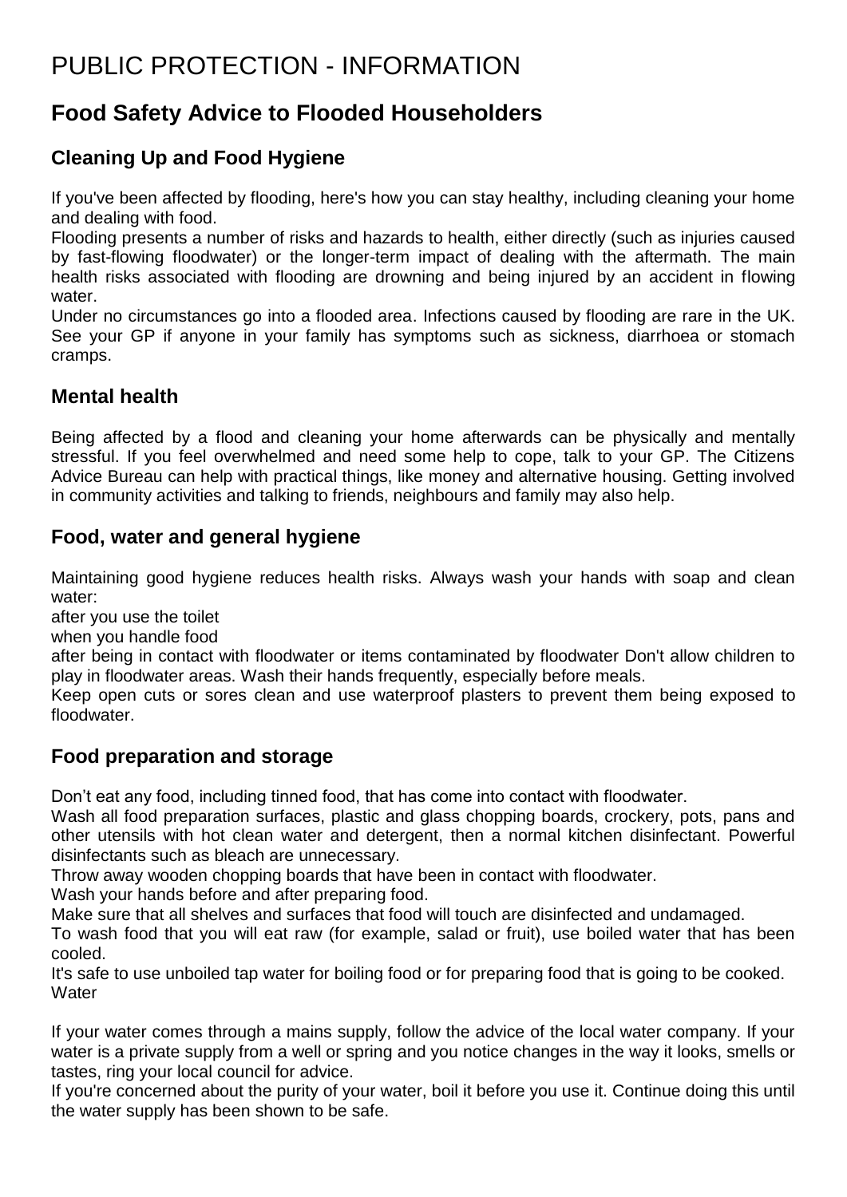# PUBLIC PROTECTION - INFORMATION

## Food Safety Advice to Flooded Householders

### Cleaning Up and Food Hygiene

If you've been affected by flooding, here's how you can stay healthy, including cleaning your home and dealing with food.

Flooding presents a number of risks and hazards to health, either directly (such as injuries caused by fast-flowing floodwater) or the longer-term impact of dealing with the aftermath. The main health risks associated with flooding are drowning and being injured by an accident in flowing water.

Under no circumstances go into a flooded area. Infections caused by flooding are rare in the UK. See your GP if anyone in your family has symptoms such as sickness, diarrhoea or stomach cramps.

### Mental health

Being affected by a flood and cleaning your home afterwards can be physically and mentally stressful. If you feel overwhelmed and need some help to cope, talk to your GP. The Citizens Advice Bureau can help with practical things, like money and alternative housing. Getting involved in community activities and talking to friends, neighbours and family may also help.

### Food, water and general hygiene

Maintaining good hygiene reduces health risks. Always wash your hands with soap and clean water:

after you use the toilet

when you handle food

after being in contact with floodwater or items contaminated by floodwater Don't allow children to play in floodwater areas. Wash their hands frequently, especially before meals.

Keep open cuts or sores clean and use waterproof plasters to prevent them being exposed to floodwater.

### Food preparation and storage

Don't eat any food, including tinned food, that has come into contact with floodwater.

Wash all food preparation surfaces, plastic and glass chopping boards, crockery, pots, pans and other utensils with hot clean water and detergent, then a normal kitchen disinfectant. Powerful disinfectants such as bleach are unnecessary.

Throw away wooden chopping boards that have been in contact with floodwater.

Wash your hands before and after preparing food.

Make sure that all shelves and surfaces that food will touch are disinfected and undamaged.

To wash food that you will eat raw (for example, salad or fruit), use boiled water that has been cooled.

It's safe to use unboiled tap water for boiling food or for preparing food that is going to be cooked.

Water

If your water comes through a mains supply, follow the advice of the local water company. If your water is a private supply from a well or spring and you notice changes in the way it looks, smells or tastes, ring your local council for advice.

If you're concerned about the purity of your water, boil it before you use it. Continue doing this until the water supply has been shown to be safe.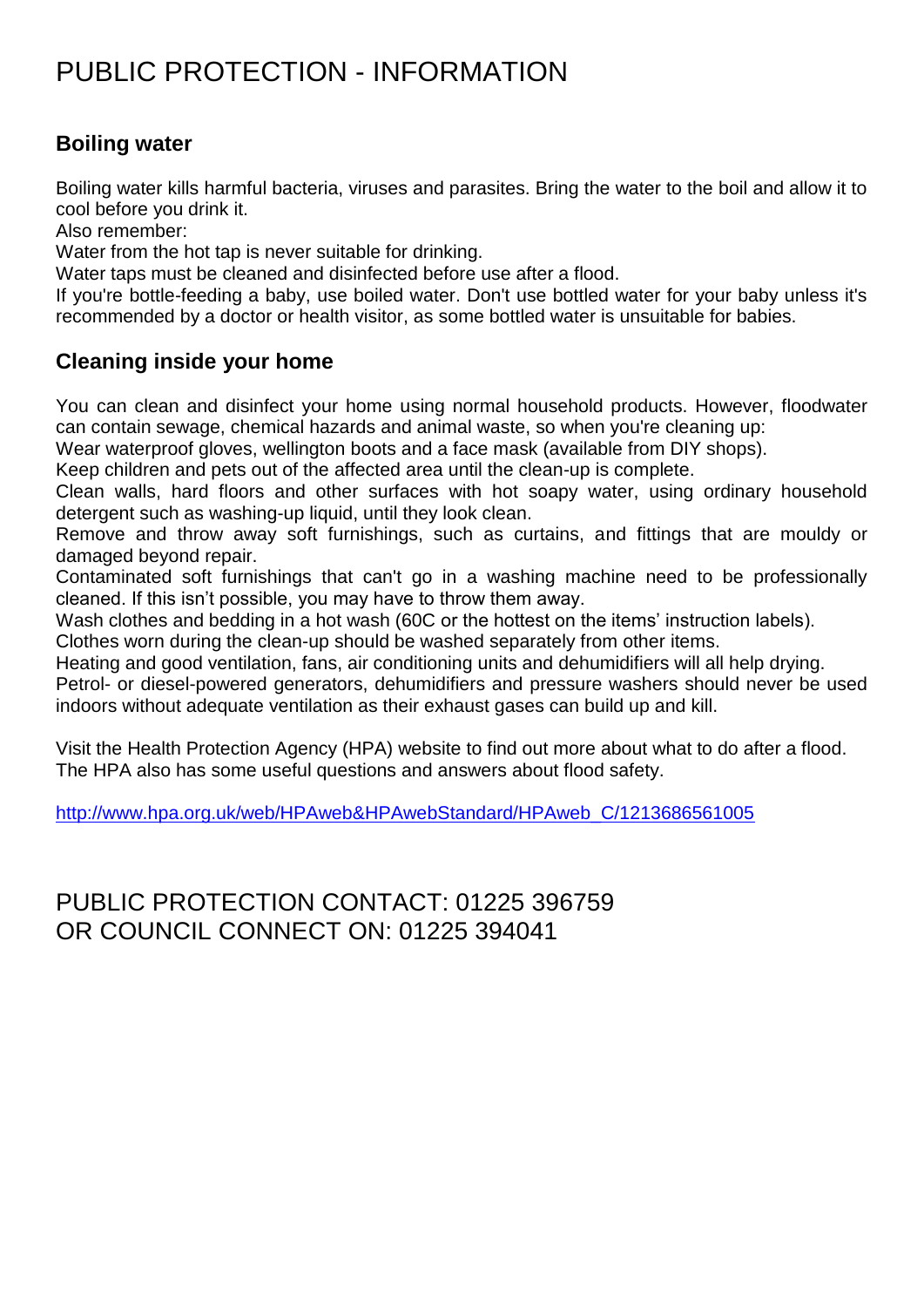# PUBLIC PROTECTION - INFORMATION

## Boiling water

Boiling water kills harmful bacteria, viruses and parasites. Bring the water to the boil and allow it to cool before you drink it.

Also remember:

Water from the hot tap is never suitable for drinking.

Water taps must be cleaned and disinfected before use after a flood.

If you're bottle-feeding a baby, use boiled water. Don't use bottled water for your baby unless it's recommended by a doctor or health visitor, as some bottled water is unsuitable for babies.

## Cleaning inside your home

You can clean and disinfect your home using normal household products. However, floodwater can contain sewage, chemical hazards and animal waste, so when you're cleaning up:

Wear waterproof gloves, wellington boots and a face mask (available from DIY shops).

Keep children and pets out of the affected area until the clean-up is complete.

Clean walls, hard floors and other surfaces with hot soapy water, using ordinary household detergent such as washing-up liquid, until they look clean.

Remove and throw away soft furnishings, such as curtains, and fittings that are mouldy or damaged beyond repair.

Contaminated soft furnishings that can't go in a washing machine need to be professionally cleaned. If this isn't possible, you may have to throw them away.

Wash clothes and bedding in a hot wash (60C or the hottest on the items' instruction labels).

Clothes worn during the clean-up should be washed separately from other items.

Heating and good ventilation, fans, air conditioning units and dehumidifiers will all help drying.

Petrol- or diesel-powered generators, dehumidifiers and pressure washers should never be used indoors without adequate ventilation as their exhaust gases can build up and kill.

Visit the Health Protection Agency (HPA) website to find out more about what to do after a flood. The HPA also has some useful questions and answers about flood safety.

http://www.hpa.org.uk/web/HPAweb&HPAwebStandard/HPAweb_C/1213686561005

PUBLIC PROTECTION CONTACT: 01225 396759
OR COUNCIL CONNECT ON: 01225 394041